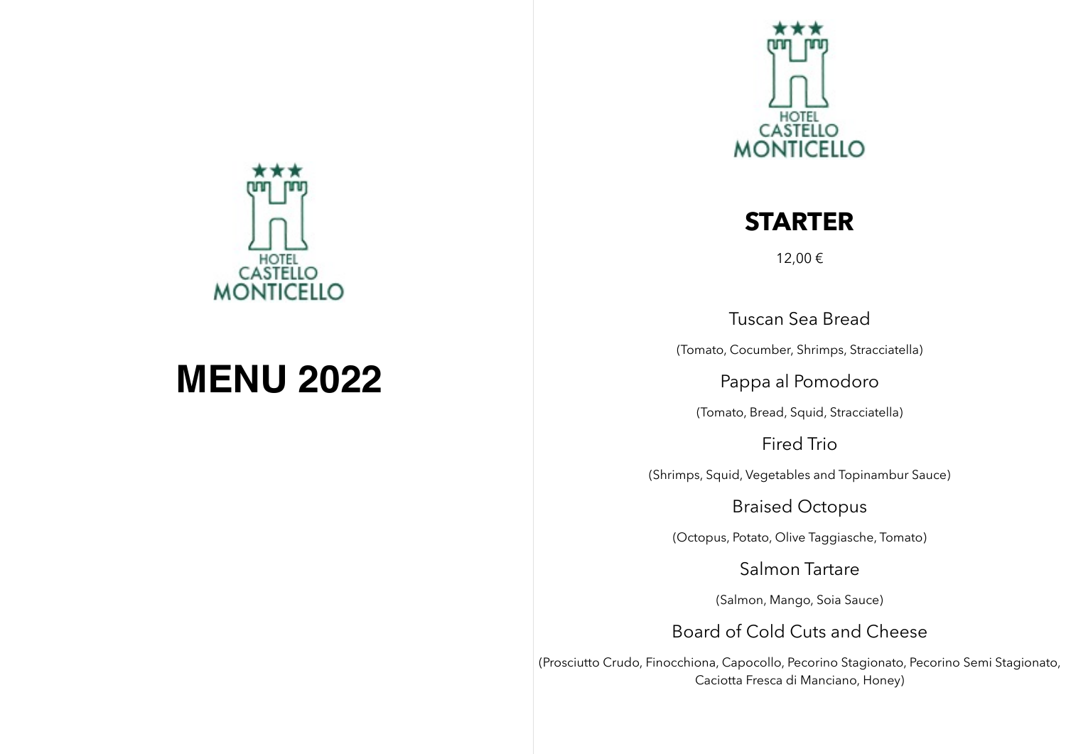HOTEL CASTELLO MONTICELLO

# MENU 2022

HOTEL CASTELLO MONTICELLO

## STARTER

12,00 €

Tuscan Sea Bread

(Tomato, Cocumber, Shrimps, Stracciatella)

Pappa al Pomodoro

(Tomato, Bread, Squid, Stracciatella)

Fired Trio

(Shrimps, Squid, Vegetables and Topinambur Sauce)

Braised Octopus

(Octopus, Potato, Olive Taggiasche, Tomato)

Salmon Tartare

(Salmon, Mango, Soia Sauce)

Board of Cold Cuts and Cheese

(Prosciutto Crudo, Finocchiona, Capocollo, Pecorino Stagionato, Pecorino Semi Stagionato, Caciotta Fresca di Manciano, Honey)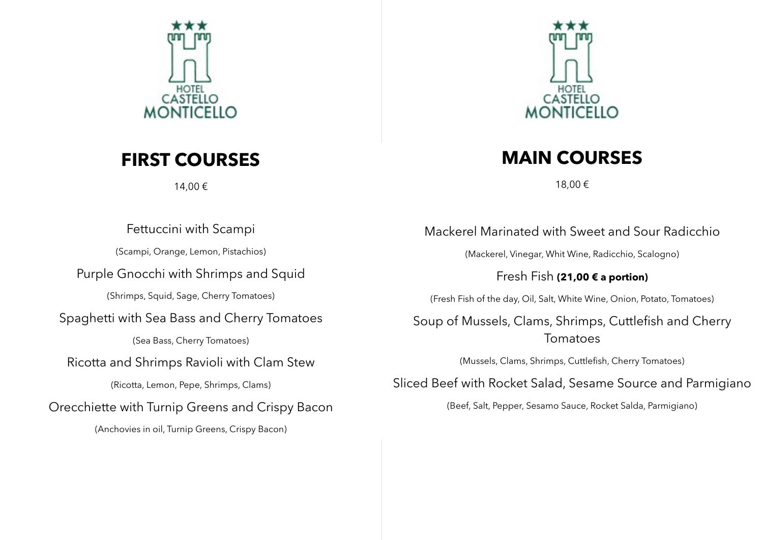HOTEL CASTELLO MONTICELLO

## FIRST COURSES

14,00 €

Fettuccini with Scampi

(Scampi, Orange, Lemon, Pistachios)

Purple Gnocchi with Shrimps and Squid

(Shrimps, Squid, Sage, Cherry Tomatoes)

Spaghetti with Sea Bass and Cherry Tomatoes

(Sea Bass, Cherry Tomatoes)

Ricotta and Shrimps Ravioli with Clam Stew

(Ricotta, Lemon, Pepe, Shrimps, Clams)

Orecchiette with Turnip Greens and Crispy Bacon

(Anchovies in oil, Turnip Greens, Crispy Bacon)

HOTEL CASTELLO MONTICELLO

## MAIN COURSES

18,00 €

Mackerel Marinated with Sweet and Sour Radicchio

(Mackerel, Vinegar, Whit Wine, Radicchio, Scalogno)

Fresh Fish **(21,00 € a portion)**

(Fresh Fish of the day, Oil, Salt, White Wine, Onion, Potato, Tomatoes)

Soup of Mussels, Clams, Shrimps, Cuttlefish and Cherry Tomatoes

(Mussels, Clams, Shrimps, Cuttlefish, Cherry Tomatoes)

Sliced Beef with Rocket Salad, Sesame Source and Parmigiano

(Beef, Salt, Pepper, Sesamo Sauce, Rocket Salda, Parmigiano)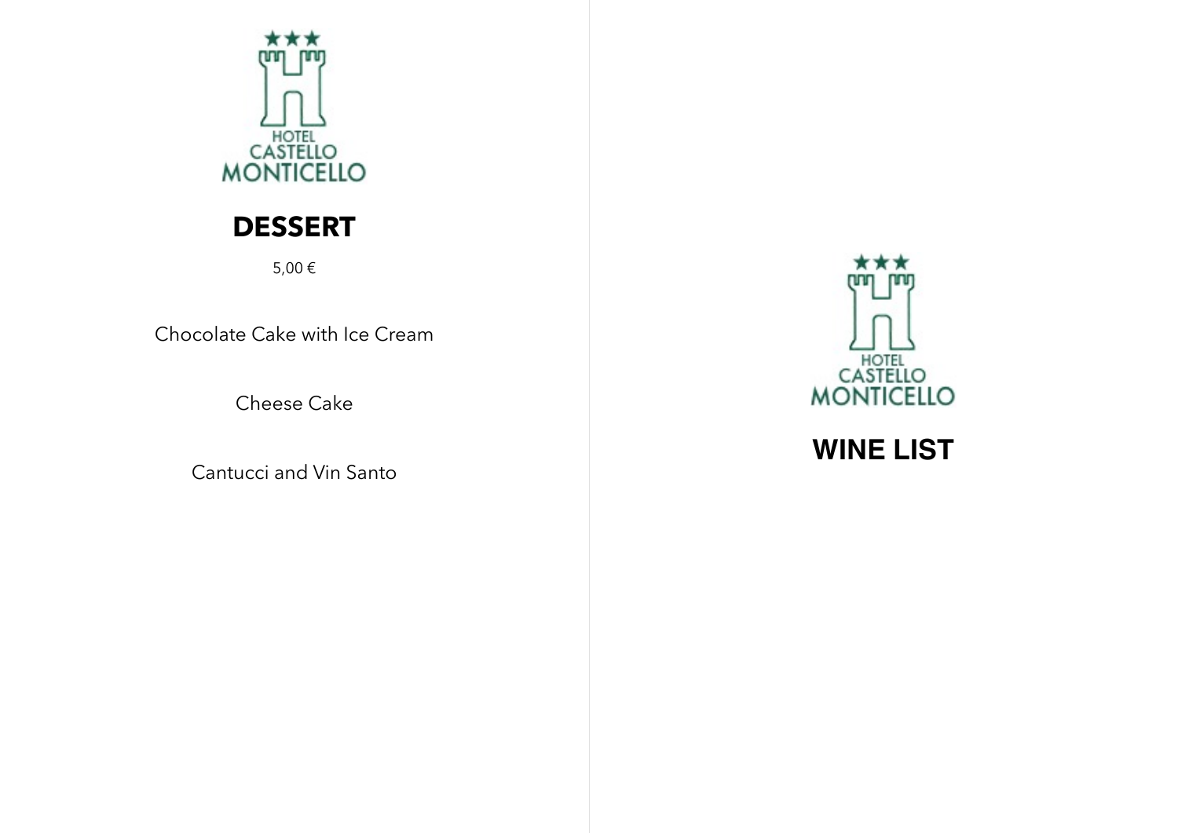HOTEL CASTELLO MONTICELLO

# DESSERT

5,00 €

Chocolate Cake with Ice Cream

Cheese Cake

Cantucci and Vin Santo

HOTEL CASTELLO MONTICELLO

# WINE LIST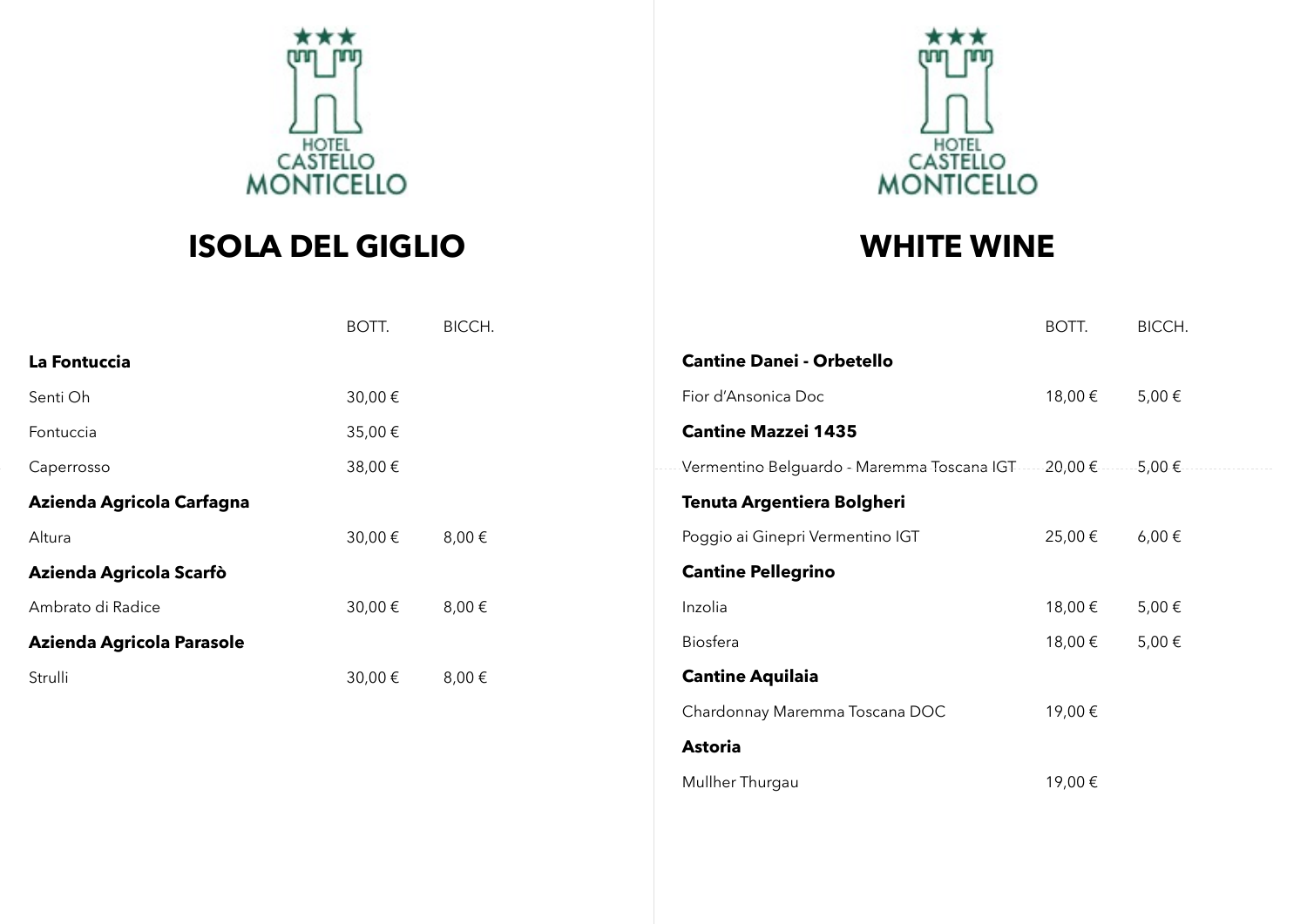HOTEL CASTELLO MONTICELLO

# ISOLA DEL GIGLIO

| | BOTT. | BICCH. |
|---|---|---|
| **La Fontuccia** | | |
| Senti Oh | 30,00 € | |
| Fontuccia | 35,00 € | |
| Caperrosso | 38,00 € | |
| **Azienda Agricola Carfagna** | | |
| Altura | 30,00 € | 8,00 € |
| **Azienda Agricola Scarfò** | | |
| Ambrato di Radice | 30,00 € | 8,00 € |
| **Azienda Agricola Parasole** | | |
| Strulli | 30,00 € | 8,00 € |

HOTEL CASTELLO MONTICELLO

# WHITE WINE

| | BOTT. | BICCH. |
|---|---|---|
| **Cantine Danei - Orbetello** | | |
| Fior d'Ansonica Doc | 18,00 € | 5,00 € |
| **Cantine Mazzei 1435** | | |
| Vermentino Belguardo - Maremma Toscana IGT | 20,00 € | 5,00 € |
| **Tenuta Argentiera Bolgheri** | | |
| Poggio ai Ginepri Vermentino IGT | 25,00 € | 6,00 € |
| **Cantine Pellegrino** | | |
| Inzolia | 18,00 € | 5,00 € |
| Biosfera | 18,00 € | 5,00 € |
| **Cantine Aquilaia** | | |
| Chardonnay Maremma Toscana DOC | 19,00 € | |
| **Astoria** | | |
| Mullher Thurgau | 19,00 € | |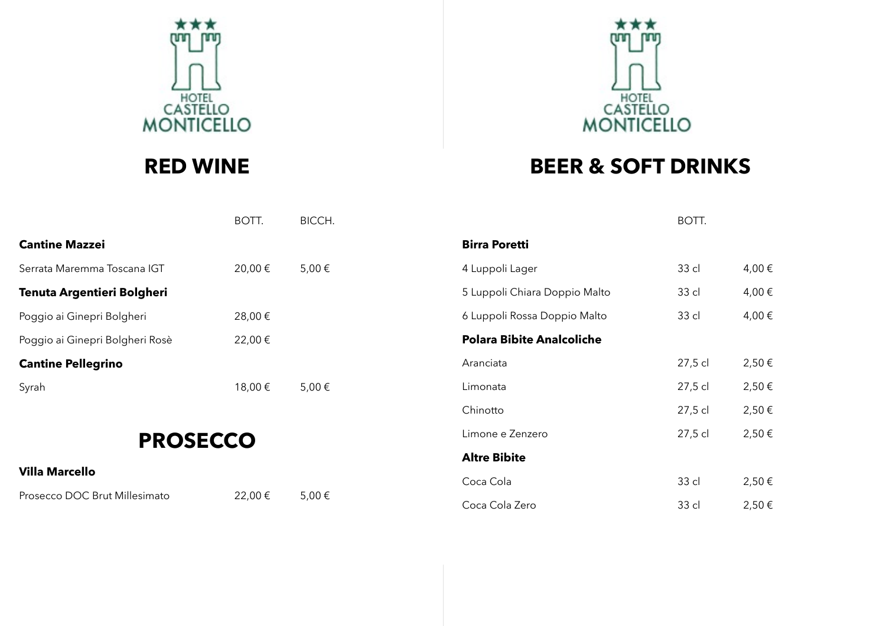HOTEL CASTELLO MONTICELLO

# RED WINE

| | BOTT. | BICCH. |
|---|---|---|
| **Cantine Mazzei** | | |
| Serrata Maremma Toscana IGT | 20,00 € | 5,00 € |
| **Tenuta Argentieri Bolgheri** | | |
| Poggio ai Ginepri Bolgheri | 28,00 € | |
| Poggio ai Ginepri Bolgheri Rosè | 22,00 € | |
| **Cantine Pellegrino** | | |
| Syrah | 18,00 € | 5,00 € |

# PROSECCO

| | | |
|---|---|---|
| **Villa Marcello** | | |
| Prosecco DOC Brut Millesimato | 22,00 € | 5,00 € |

HOTEL CASTELLO MONTICELLO

# BEER & SOFT DRINKS

| | BOTT. | |
|---|---|---|
| **Birra Poretti** | | |
| 4 Luppoli Lager | 33 cl | 4,00 € |
| 5 Luppoli Chiara Doppio Malto | 33 cl | 4,00 € |
| 6 Luppoli Rossa Doppio Malto | 33 cl | 4,00 € |
| **Polara Bibite Analcoliche** | | |
| Aranciata | 27,5 cl | 2,50 € |
| Limonata | 27,5 cl | 2,50 € |
| Chinotto | 27,5 cl | 2,50 € |
| Limone e Zenzero | 27,5 cl | 2,50 € |
| **Altre Bibite** | | |
| Coca Cola | 33 cl | 2,50 € |
| Coca Cola Zero | 33 cl | 2,50 € |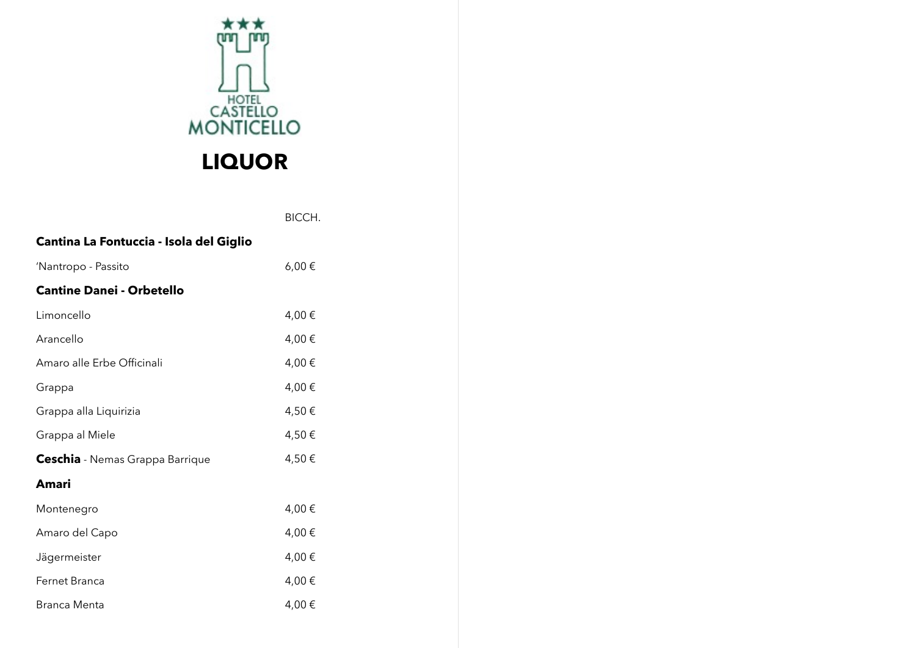HOTEL CASTELLO MONTICELLO

# LIQUOR

| | BICCH. |
|---|---|
| **Cantina La Fontuccia - Isola del Giglio** | |
| 'Nantropo - Passito | 6,00 € |
| **Cantine Danei - Orbetello** | |
| Limoncello | 4,00 € |
| Arancello | 4,00 € |
| Amaro alle Erbe Officinali | 4,00 € |
| Grappa | 4,00 € |
| Grappa alla Liquirizia | 4,50 € |
| Grappa al Miele | 4,50 € |
| **Ceschia** - Nemas Grappa Barrique | 4,50 € |
| **Amari** | |
| Montenegro | 4,00 € |
| Amaro del Capo | 4,00 € |
| Jägermeister | 4,00 € |
| Fernet Branca | 4,00 € |
| Branca Menta | 4,00 € |